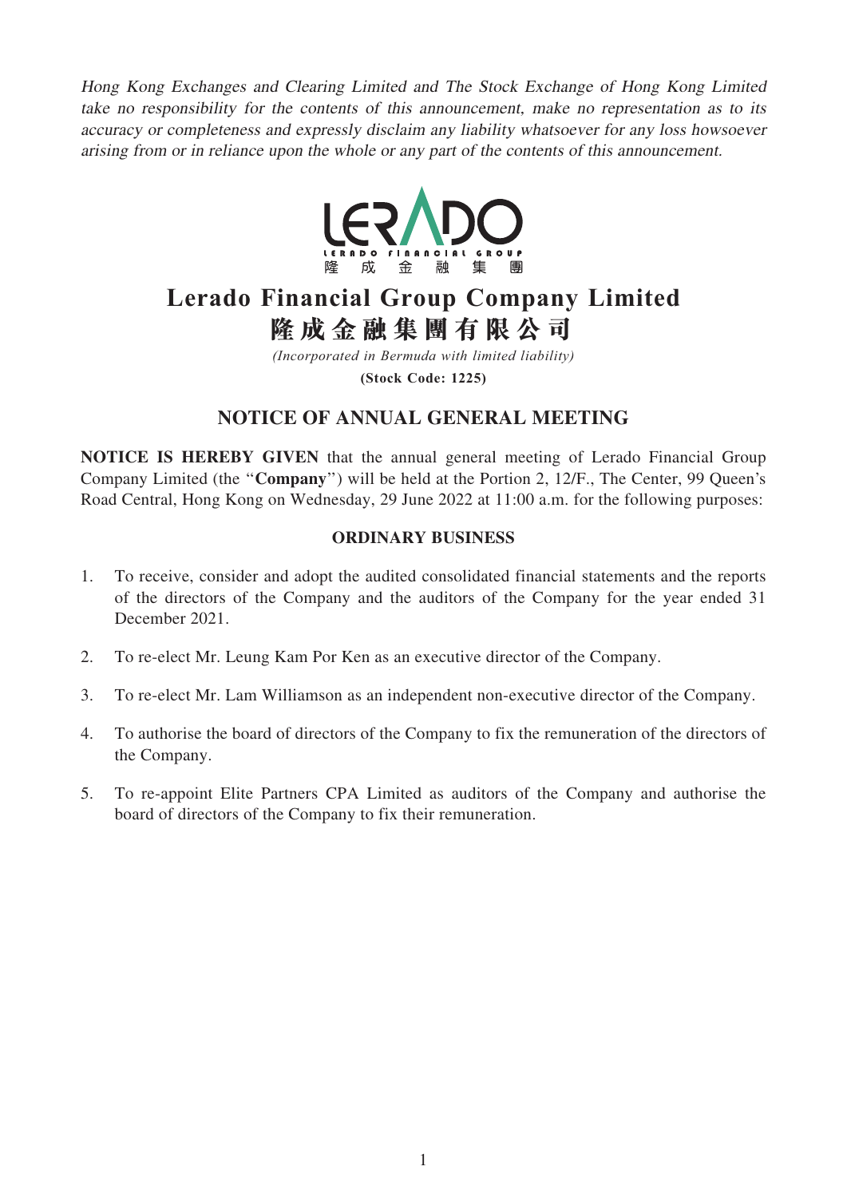*Hong Kong Exchanges and Clearing Limited and The Stock Exchange of Hong Kong Limited take no responsibility for the contents of this announcement, make no representation as to its accuracy or completeness and expressly disclaim any liability whatsoever for any loss howsoever arising from or in reliance upon the whole or any part of the contents of this announcement.*

# Lerado Financial Group Company Limited
# 隆成金融集團有限公司

*(Incorporated in Bermuda with limited liability)*

**(Stock Code: 1225)**

## NOTICE OF ANNUAL GENERAL MEETING

**NOTICE IS HEREBY GIVEN** that the annual general meeting of Lerado Financial Group Company Limited (the "**Company**") will be held at the Portion 2, 12/F., The Center, 99 Queen's Road Central, Hong Kong on Wednesday, 29 June 2022 at 11:00 a.m. for the following purposes:

### ORDINARY BUSINESS

1. To receive, consider and adopt the audited consolidated financial statements and the reports of the directors of the Company and the auditors of the Company for the year ended 31 December 2021.

2. To re-elect Mr. Leung Kam Por Ken as an executive director of the Company.

3. To re-elect Mr. Lam Williamson as an independent non-executive director of the Company.

4. To authorise the board of directors of the Company to fix the remuneration of the directors of the Company.

5. To re-appoint Elite Partners CPA Limited as auditors of the Company and authorise the board of directors of the Company to fix their remuneration.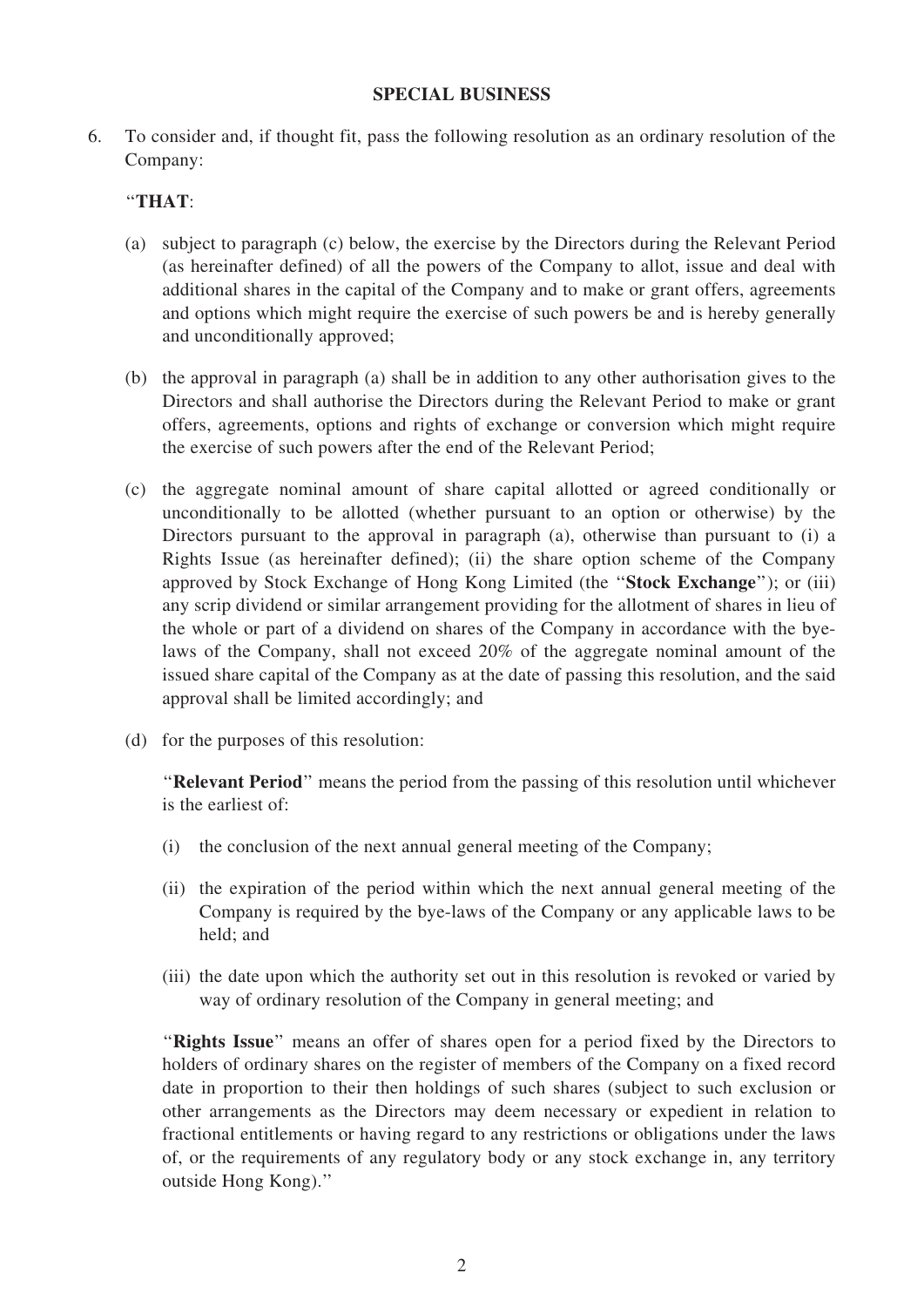**SPECIAL BUSINESS**

6. To consider and, if thought fit, pass the following resolution as an ordinary resolution of the Company:

"**THAT**:

(a) subject to paragraph (c) below, the exercise by the Directors during the Relevant Period (as hereinafter defined) of all the powers of the Company to allot, issue and deal with additional shares in the capital of the Company and to make or grant offers, agreements and options which might require the exercise of such powers be and is hereby generally and unconditionally approved;

(b) the approval in paragraph (a) shall be in addition to any other authorisation gives to the Directors and shall authorise the Directors during the Relevant Period to make or grant offers, agreements, options and rights of exchange or conversion which might require the exercise of such powers after the end of the Relevant Period;

(c) the aggregate nominal amount of share capital allotted or agreed conditionally or unconditionally to be allotted (whether pursuant to an option or otherwise) by the Directors pursuant to the approval in paragraph (a), otherwise than pursuant to (i) a Rights Issue (as hereinafter defined); (ii) the share option scheme of the Company approved by Stock Exchange of Hong Kong Limited (the "**Stock Exchange**"); or (iii) any scrip dividend or similar arrangement providing for the allotment of shares in lieu of the whole or part of a dividend on shares of the Company in accordance with the bye-laws of the Company, shall not exceed 20% of the aggregate nominal amount of the issued share capital of the Company as at the date of passing this resolution, and the said approval shall be limited accordingly; and

(d) for the purposes of this resolution:

"**Relevant Period**" means the period from the passing of this resolution until whichever is the earliest of:

(i) the conclusion of the next annual general meeting of the Company;

(ii) the expiration of the period within which the next annual general meeting of the Company is required by the bye-laws of the Company or any applicable laws to be held; and

(iii) the date upon which the authority set out in this resolution is revoked or varied by way of ordinary resolution of the Company in general meeting; and

"**Rights Issue**" means an offer of shares open for a period fixed by the Directors to holders of ordinary shares on the register of members of the Company on a fixed record date in proportion to their then holdings of such shares (subject to such exclusion or other arrangements as the Directors may deem necessary or expedient in relation to fractional entitlements or having regard to any restrictions or obligations under the laws of, or the requirements of any regulatory body or any stock exchange in, any territory outside Hong Kong)."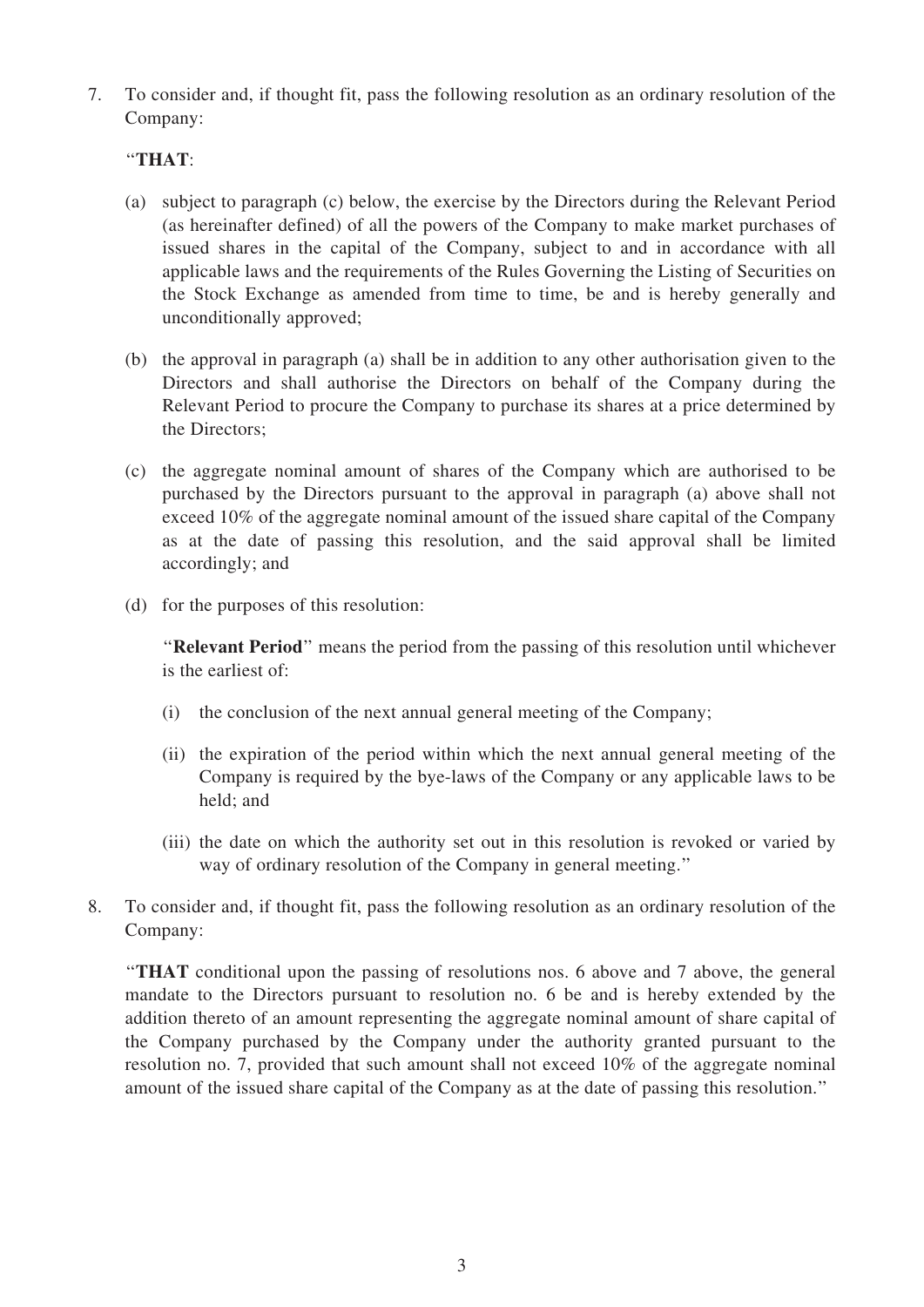7. To consider and, if thought fit, pass the following resolution as an ordinary resolution of the Company:

"**THAT**:

(a) subject to paragraph (c) below, the exercise by the Directors during the Relevant Period (as hereinafter defined) of all the powers of the Company to make market purchases of issued shares in the capital of the Company, subject to and in accordance with all applicable laws and the requirements of the Rules Governing the Listing of Securities on the Stock Exchange as amended from time to time, be and is hereby generally and unconditionally approved;

(b) the approval in paragraph (a) shall be in addition to any other authorisation given to the Directors and shall authorise the Directors on behalf of the Company during the Relevant Period to procure the Company to purchase its shares at a price determined by the Directors;

(c) the aggregate nominal amount of shares of the Company which are authorised to be purchased by the Directors pursuant to the approval in paragraph (a) above shall not exceed 10% of the aggregate nominal amount of the issued share capital of the Company as at the date of passing this resolution, and the said approval shall be limited accordingly; and

(d) for the purposes of this resolution:

"**Relevant Period**" means the period from the passing of this resolution until whichever is the earliest of:

(i) the conclusion of the next annual general meeting of the Company;

(ii) the expiration of the period within which the next annual general meeting of the Company is required by the bye-laws of the Company or any applicable laws to be held; and

(iii) the date on which the authority set out in this resolution is revoked or varied by way of ordinary resolution of the Company in general meeting."

8. To consider and, if thought fit, pass the following resolution as an ordinary resolution of the Company:

"**THAT** conditional upon the passing of resolutions nos. 6 above and 7 above, the general mandate to the Directors pursuant to resolution no. 6 be and is hereby extended by the addition thereto of an amount representing the aggregate nominal amount of share capital of the Company purchased by the Company under the authority granted pursuant to the resolution no. 7, provided that such amount shall not exceed 10% of the aggregate nominal amount of the issued share capital of the Company as at the date of passing this resolution."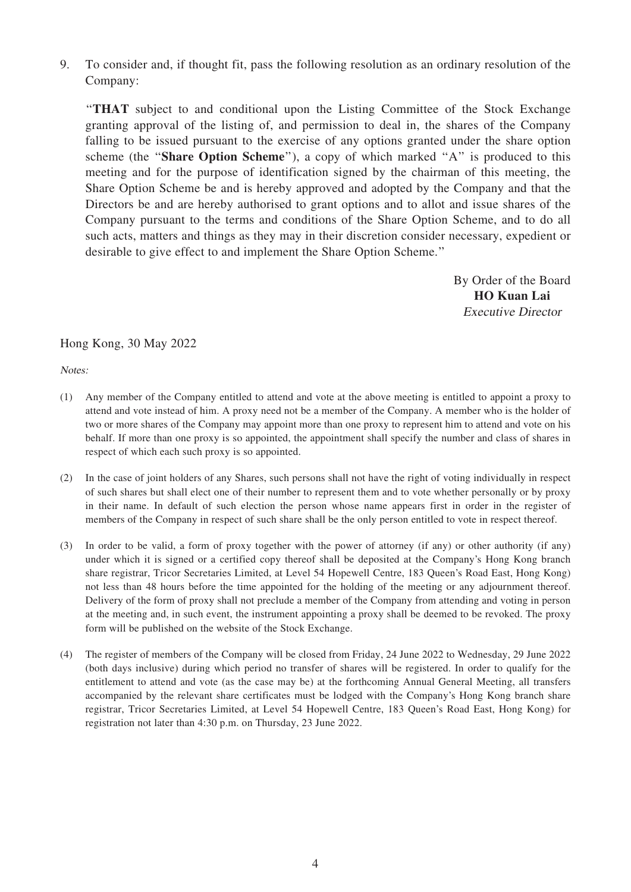9. To consider and, if thought fit, pass the following resolution as an ordinary resolution of the Company:

 "**THAT** subject to and conditional upon the Listing Committee of the Stock Exchange granting approval of the listing of, and permission to deal in, the shares of the Company falling to be issued pursuant to the exercise of any options granted under the share option scheme (the "**Share Option Scheme**"), a copy of which marked "A" is produced to this meeting and for the purpose of identification signed by the chairman of this meeting, the Share Option Scheme be and is hereby approved and adopted by the Company and that the Directors be and are hereby authorised to grant options and to allot and issue shares of the Company pursuant to the terms and conditions of the Share Option Scheme, and to do all such acts, matters and things as they may in their discretion consider necessary, expedient or desirable to give effect to and implement the Share Option Scheme."

By Order of the Board
**HO Kuan Lai**
*Executive Director*

Hong Kong, 30 May 2022

*Notes:*

(1) Any member of the Company entitled to attend and vote at the above meeting is entitled to appoint a proxy to attend and vote instead of him. A proxy need not be a member of the Company. A member who is the holder of two or more shares of the Company may appoint more than one proxy to represent him to attend and vote on his behalf. If more than one proxy is so appointed, the appointment shall specify the number and class of shares in respect of which each such proxy is so appointed.

(2) In the case of joint holders of any Shares, such persons shall not have the right of voting individually in respect of such shares but shall elect one of their number to represent them and to vote whether personally or by proxy in their name. In default of such election the person whose name appears first in order in the register of members of the Company in respect of such share shall be the only person entitled to vote in respect thereof.

(3) In order to be valid, a form of proxy together with the power of attorney (if any) or other authority (if any) under which it is signed or a certified copy thereof shall be deposited at the Company's Hong Kong branch share registrar, Tricor Secretaries Limited, at Level 54 Hopewell Centre, 183 Queen's Road East, Hong Kong) not less than 48 hours before the time appointed for the holding of the meeting or any adjournment thereof. Delivery of the form of proxy shall not preclude a member of the Company from attending and voting in person at the meeting and, in such event, the instrument appointing a proxy shall be deemed to be revoked. The proxy form will be published on the website of the Stock Exchange.

(4) The register of members of the Company will be closed from Friday, 24 June 2022 to Wednesday, 29 June 2022 (both days inclusive) during which period no transfer of shares will be registered. In order to qualify for the entitlement to attend and vote (as the case may be) at the forthcoming Annual General Meeting, all transfers accompanied by the relevant share certificates must be lodged with the Company's Hong Kong branch share registrar, Tricor Secretaries Limited, at Level 54 Hopewell Centre, 183 Queen's Road East, Hong Kong) for registration not later than 4:30 p.m. on Thursday, 23 June 2022.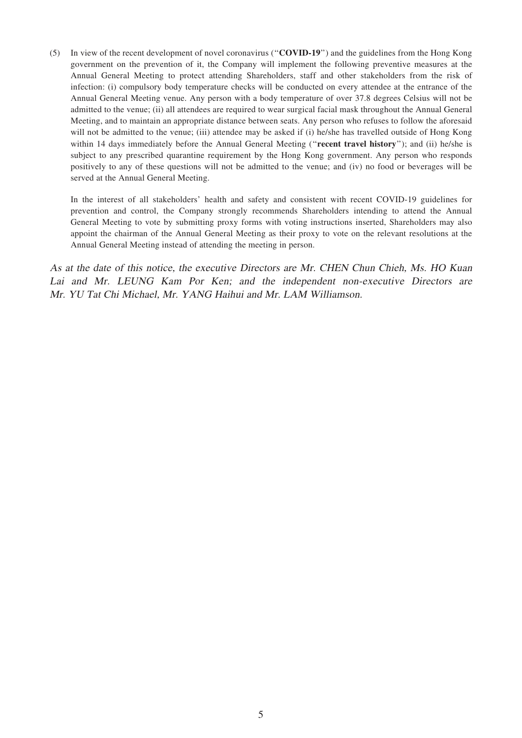(5) In view of the recent development of novel coronavirus ("**COVID-19**") and the guidelines from the Hong Kong government on the prevention of it, the Company will implement the following preventive measures at the Annual General Meeting to protect attending Shareholders, staff and other stakeholders from the risk of infection: (i) compulsory body temperature checks will be conducted on every attendee at the entrance of the Annual General Meeting venue. Any person with a body temperature of over 37.8 degrees Celsius will not be admitted to the venue; (ii) all attendees are required to wear surgical facial mask throughout the Annual General Meeting, and to maintain an appropriate distance between seats. Any person who refuses to follow the aforesaid will not be admitted to the venue; (iii) attendee may be asked if (i) he/she has travelled outside of Hong Kong within 14 days immediately before the Annual General Meeting ("**recent travel history**"); and (ii) he/she is subject to any prescribed quarantine requirement by the Hong Kong government. Any person who responds positively to any of these questions will not be admitted to the venue; and (iv) no food or beverages will be served at the Annual General Meeting.

In the interest of all stakeholders' health and safety and consistent with recent COVID-19 guidelines for prevention and control, the Company strongly recommends Shareholders intending to attend the Annual General Meeting to vote by submitting proxy forms with voting instructions inserted, Shareholders may also appoint the chairman of the Annual General Meeting as their proxy to vote on the relevant resolutions at the Annual General Meeting instead of attending the meeting in person.

*As at the date of this notice, the executive Directors are Mr. CHEN Chun Chieh, Ms. HO Kuan Lai and Mr. LEUNG Kam Por Ken; and the independent non-executive Directors are Mr. YU Tat Chi Michael, Mr. YANG Haihui and Mr. LAM Williamson.*